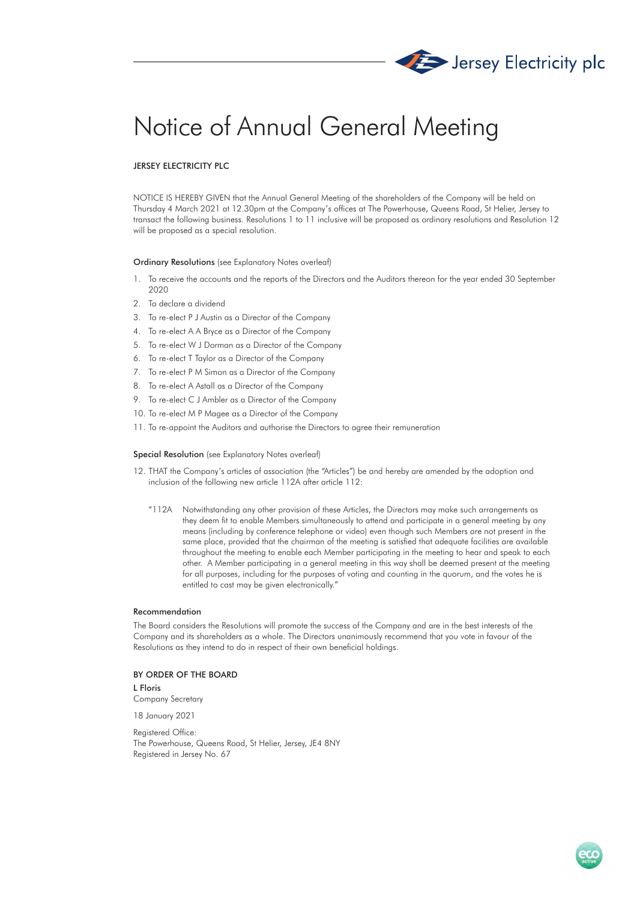Jersey Electricity plc

# Notice of Annual General Meeting

JERSEY ELECTRICITY PLC

NOTICE IS HEREBY GIVEN that the Annual General Meeting of the shareholders of the Company will be held on Thursday 4 March 2021 at 12.30pm at the Company's offices at The Powerhouse, Queens Road, St Helier, Jersey to transact the following business. Resolutions 1 to 11 inclusive will be proposed as ordinary resolutions and Resolution 12 will be proposed as a special resolution.

**Ordinary Resolutions** (see Explanatory Notes overleaf)

1. To receive the accounts and the reports of the Directors and the Auditors thereon for the year ended 30 September 2020
2. To declare a dividend
3. To re-elect P J Austin as a Director of the Company
4. To re-elect A A Bryce as a Director of the Company
5. To re-elect W J Dorman as a Director of the Company
6. To re-elect T Taylor as a Director of the Company
7. To re-elect P M Simon as a Director of the Company
8. To re-elect A Astall as a Director of the Company
9. To re-elect C J Ambler as a Director of the Company
10. To re-elect M P Magee as a Director of the Company
11. To re-appoint the Auditors and authorise the Directors to agree their remuneration

**Special Resolution** (see Explanatory Notes overleaf)

12. THAT the Company's articles of association (the "Articles") be and hereby are amended by the adoption and inclusion of the following new article 112A after article 112:

 "112A Notwithstanding any other provision of these Articles, the Directors may make such arrangements as they deem fit to enable Members simultaneously to attend and participate in a general meeting by any means (including by conference telephone or video) even though such Members are not present in the same place, provided that the chairman of the meeting is satisfied that adequate facilities are available throughout the meeting to enable each Member participating in the meeting to hear and speak to each other. A Member participating in a general meeting in this way shall be deemed present at the meeting for all purposes, including for the purposes of voting and counting in the quorum, and the votes he is entitled to cast may be given electronically."

**Recommendation**

The Board considers the Resolutions will promote the success of the Company and are in the best interests of the Company and its shareholders as a whole. The Directors unanimously recommend that you vote in favour of the Resolutions as they intend to do in respect of their own beneficial holdings.

BY ORDER OF THE BOARD

L Floris
Company Secretary

18 January 2021

Registered Office:
The Powerhouse, Queens Road, St Helier, Jersey, JE4 8NY
Registered in Jersey No. 67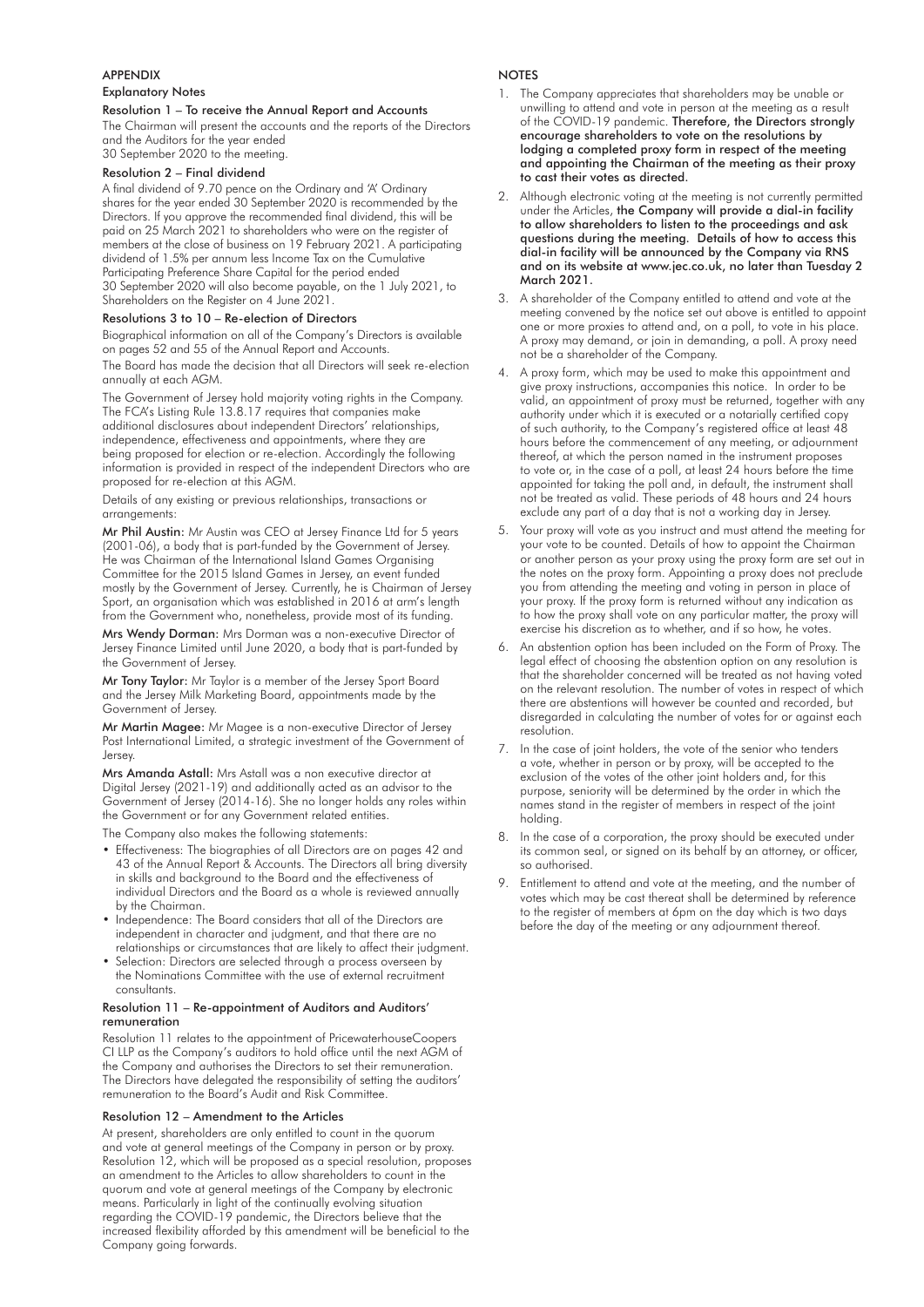## APPENDIX

### Explanatory Notes

**Resolution 1 – To receive the Annual Report and Accounts**

The Chairman will present the accounts and the reports of the Directors and the Auditors for the year ended 30 September 2020 to the meeting.

**Resolution 2 – Final dividend**

A final dividend of 9.70 pence on the Ordinary and 'A' Ordinary shares for the year ended 30 September 2020 is recommended by the Directors. If you approve the recommended final dividend, this will be paid on 25 March 2021 to shareholders who were on the register of members at the close of business on 19 February 2021. A participating dividend of 1.5% per annum less Income Tax on the Cumulative Participating Preference Share Capital for the period ended 30 September 2020 will also become payable, on the 1 July 2021, to Shareholders on the Register on 4 June 2021.

**Resolutions 3 to 10 – Re-election of Directors**

Biographical information on all of the Company's Directors is available on pages 52 and 55 of the Annual Report and Accounts.

The Board has made the decision that all Directors will seek re-election annually at each AGM.

The Government of Jersey hold majority voting rights in the Company. The FCA's Listing Rule 13.8.17 requires that companies make additional disclosures about independent Directors' relationships, independence, effectiveness and appointments, where they are being proposed for election or re-election. Accordingly the following information is provided in respect of the independent Directors who are proposed for re-election at this AGM.

Details of any existing or previous relationships, transactions or arrangements:

**Mr Phil Austin:** Mr Austin was CEO at Jersey Finance Ltd for 5 years (2001-06), a body that is part-funded by the Government of Jersey. He was Chairman of the International Island Games Organising Committee for the 2015 Island Games in Jersey, an event funded mostly by the Government of Jersey. Currently, he is Chairman of Jersey Sport, an organisation which was established in 2016 at arm's length from the Government who, nonetheless, provide most of its funding.

**Mrs Wendy Dorman:** Mrs Dorman was a non-executive Director of Jersey Finance Limited until June 2020, a body that is part-funded by the Government of Jersey.

**Mr Tony Taylor:** Mr Taylor is a member of the Jersey Sport Board and the Jersey Milk Marketing Board, appointments made by the Government of Jersey.

**Mr Martin Magee:** Mr Magee is a non-executive Director of Jersey Post International Limited, a strategic investment of the Government of Jersey.

**Mrs Amanda Astall:** Mrs Astall was a non executive director at Digital Jersey (2021-19) and additionally acted as an advisor to the Government of Jersey (2014-16). She no longer holds any roles within the Government or for any Government related entities.

The Company also makes the following statements:

- Effectiveness: The biographies of all Directors are on pages 42 and 43 of the Annual Report & Accounts. The Directors all bring diversity in skills and background to the Board and the effectiveness of individual Directors and the Board as a whole is reviewed annually by the Chairman.
- Independence: The Board considers that all of the Directors are independent in character and judgment, and that there are no relationships or circumstances that are likely to affect their judgment.
- Selection: Directors are selected through a process overseen by the Nominations Committee with the use of external recruitment consultants.

**Resolution 11 – Re-appointment of Auditors and Auditors' remuneration**

Resolution 11 relates to the appointment of PricewaterhouseCoopers CI LLP as the Company's auditors to hold office until the next AGM of the Company and authorises the Directors to set their remuneration. The Directors have delegated the responsibility of setting the auditors' remuneration to the Board's Audit and Risk Committee.

**Resolution 12 – Amendment to the Articles**

At present, shareholders are only entitled to count in the quorum and vote at general meetings of the Company in person or by proxy. Resolution 12, which will be proposed as a special resolution, proposes an amendment to the Articles to allow shareholders to count in the quorum and vote at general meetings of the Company by electronic means. Particularly in light of the continually evolving situation regarding the COVID-19 pandemic, the Directors believe that the increased flexibility afforded by this amendment will be beneficial to the Company going forwards.

## NOTES

1. The Company appreciates that shareholders may be unable or unwilling to attend and vote in person at the meeting as a result of the COVID-19 pandemic. **Therefore, the Directors strongly encourage shareholders to vote on the resolutions by lodging a completed proxy form in respect of the meeting and appointing the Chairman of the meeting as their proxy to cast their votes as directed.**
2. Although electronic voting at the meeting is not currently permitted under the Articles, **the Company will provide a dial-in facility to allow shareholders to listen to the proceedings and ask questions during the meeting. Details of how to access this dial-in facility will be announced by the Company via RNS and on its website at www.jec.co.uk, no later than Tuesday 2 March 2021.**
3. A shareholder of the Company entitled to attend and vote at the meeting convened by the notice set out above is entitled to appoint one or more proxies to attend and, on a poll, to vote in his place. A proxy may demand, or join in demanding, a poll. A proxy need not be a shareholder of the Company.
4. A proxy form, which may be used to make this appointment and give proxy instructions, accompanies this notice. In order to be valid, an appointment of proxy must be returned, together with any authority under which it is executed or a notarially certified copy of such authority, to the Company's registered office at least 48 hours before the commencement of any meeting, or adjournment thereof, at which the person named in the instrument proposes to vote or, in the case of a poll, at least 24 hours before the time appointed for taking the poll and, in default, the instrument shall not be treated as valid. These periods of 48 hours and 24 hours exclude any part of a day that is not a working day in Jersey.
5. Your proxy will vote as you instruct and must attend the meeting for your vote to be counted. Details of how to appoint the Chairman or another person as your proxy using the proxy form are set out in the notes on the proxy form. Appointing a proxy does not preclude you from attending the meeting and voting in person in place of your proxy. If the proxy form is returned without any indication as to how the proxy shall vote on any particular matter, the proxy will exercise his discretion as to whether, and if so how, he votes.
6. An abstention option has been included on the Form of Proxy. The legal effect of choosing the abstention option on any resolution is that the shareholder concerned will be treated as not having voted on the relevant resolution. The number of votes in respect of which there are abstentions will however be counted and recorded, but disregarded in calculating the number of votes for or against each resolution.
7. In the case of joint holders, the vote of the senior who tenders a vote, whether in person or by proxy, will be accepted to the exclusion of the votes of the other joint holders and, for this purpose, seniority will be determined by the order in which the names stand in the register of members in respect of the joint holding.
8. In the case of a corporation, the proxy should be executed under its common seal, or signed on its behalf by an attorney, or officer, so authorised.
9. Entitlement to attend and vote at the meeting, and the number of votes which may be cast thereat shall be determined by reference to the register of members at 6pm on the day which is two days before the day of the meeting or any adjournment thereof.